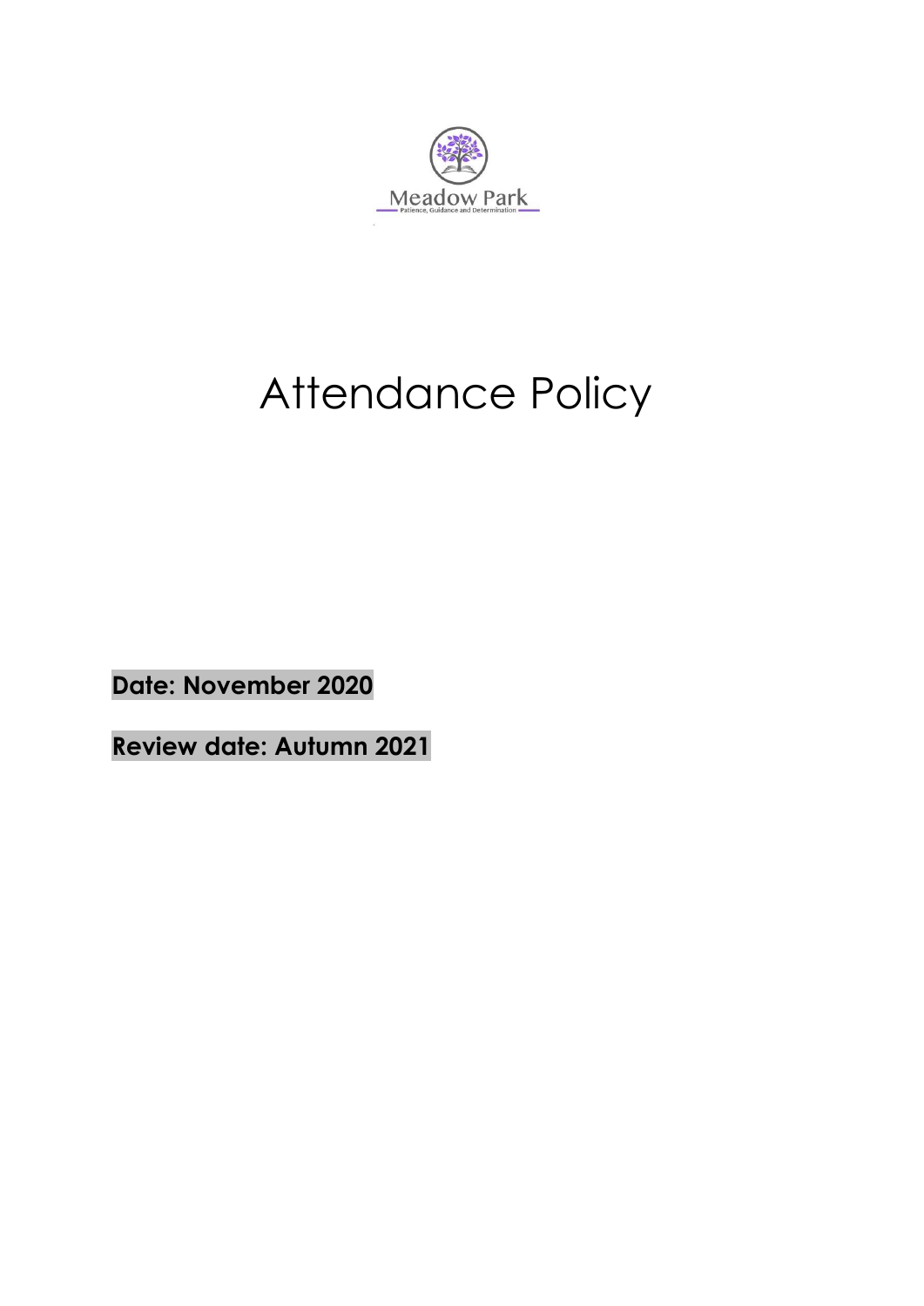Meadow Park

Patience, Guidance and Determination

# Attendance Policy

**Date: November 2020**

**Review date: Autumn 2021**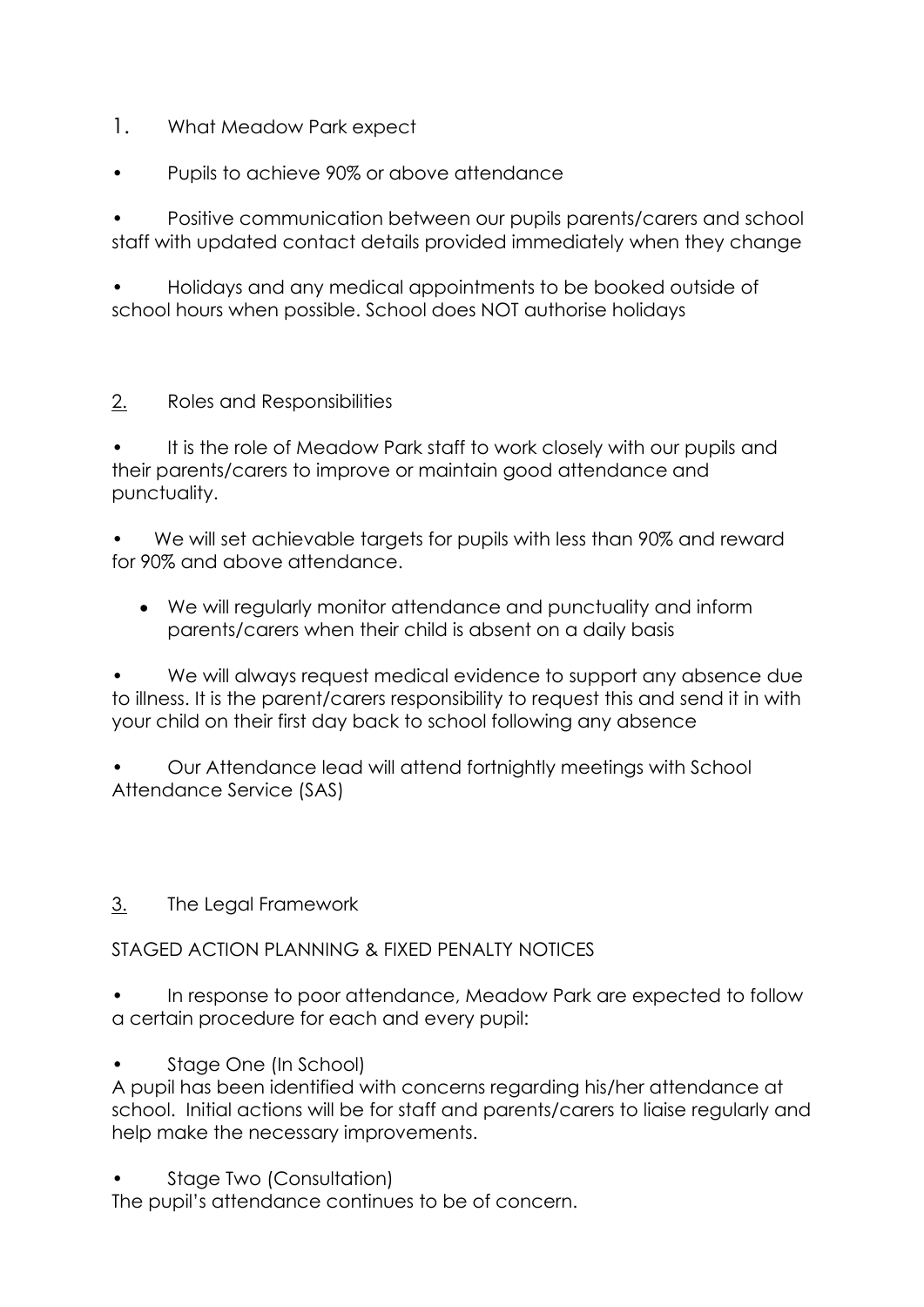## 1. What Meadow Park expect

- Pupils to achieve 90% or above attendance
- Positive communication between our pupils parents/carers and school staff with updated contact details provided immediately when they change
- Holidays and any medical appointments to be booked outside of school hours when possible. School does NOT authorise holidays

## 2. Roles and Responsibilities

- It is the role of Meadow Park staff to work closely with our pupils and their parents/carers to improve or maintain good attendance and punctuality.
- We will set achievable targets for pupils with less than 90% and reward for 90% and above attendance.
- We will regularly monitor attendance and punctuality and inform parents/carers when their child is absent on a daily basis
- We will always request medical evidence to support any absence due to illness. It is the parent/carers responsibility to request this and send it in with your child on their first day back to school following any absence
- Our Attendance lead will attend fortnightly meetings with School Attendance Service (SAS)

## 3. The Legal Framework

STAGED ACTION PLANNING & FIXED PENALTY NOTICES

- In response to poor attendance, Meadow Park are expected to follow a certain procedure for each and every pupil:
- Stage One (In School)

A pupil has been identified with concerns regarding his/her attendance at school. Initial actions will be for staff and parents/carers to liaise regularly and help make the necessary improvements.

- Stage Two (Consultation)

The pupil's attendance continues to be of concern.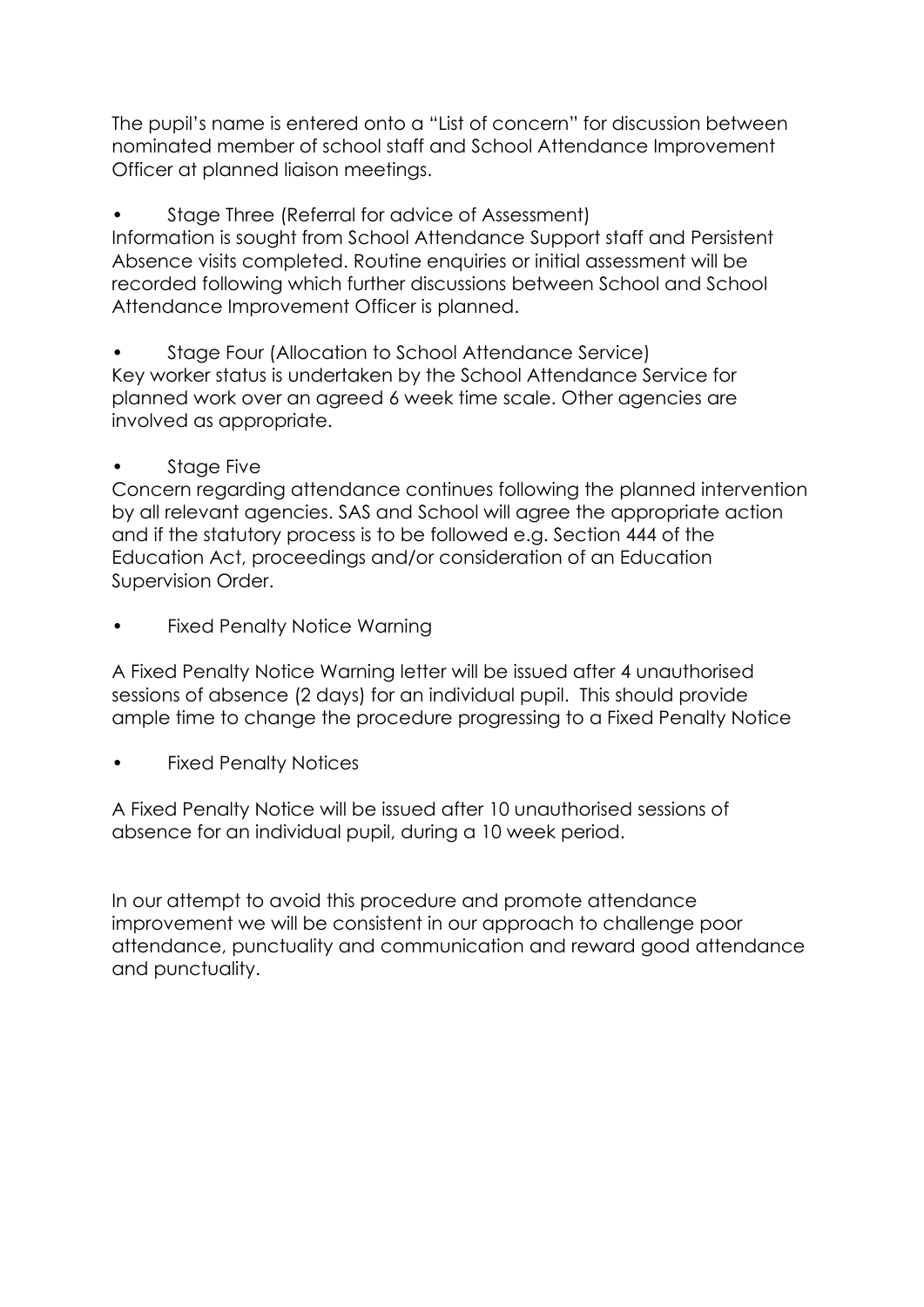The pupil's name is entered onto a "List of concern" for discussion between nominated member of school staff and School Attendance Improvement Officer at planned liaison meetings.

- Stage Three (Referral for advice of Assessment)

Information is sought from School Attendance Support staff and Persistent Absence visits completed. Routine enquiries or initial assessment will be recorded following which further discussions between School and School Attendance Improvement Officer is planned.

- Stage Four (Allocation to School Attendance Service)

Key worker status is undertaken by the School Attendance Service for planned work over an agreed 6 week time scale. Other agencies are involved as appropriate.

- Stage Five

Concern regarding attendance continues following the planned intervention by all relevant agencies. SAS and School will agree the appropriate action and if the statutory process is to be followed e.g. Section 444 of the Education Act, proceedings and/or consideration of an Education Supervision Order.

- Fixed Penalty Notice Warning

A Fixed Penalty Notice Warning letter will be issued after 4 unauthorised sessions of absence (2 days) for an individual pupil. This should provide ample time to change the procedure progressing to a Fixed Penalty Notice

- Fixed Penalty Notices

A Fixed Penalty Notice will be issued after 10 unauthorised sessions of absence for an individual pupil, during a 10 week period.

In our attempt to avoid this procedure and promote attendance improvement we will be consistent in our approach to challenge poor attendance, punctuality and communication and reward good attendance and punctuality.